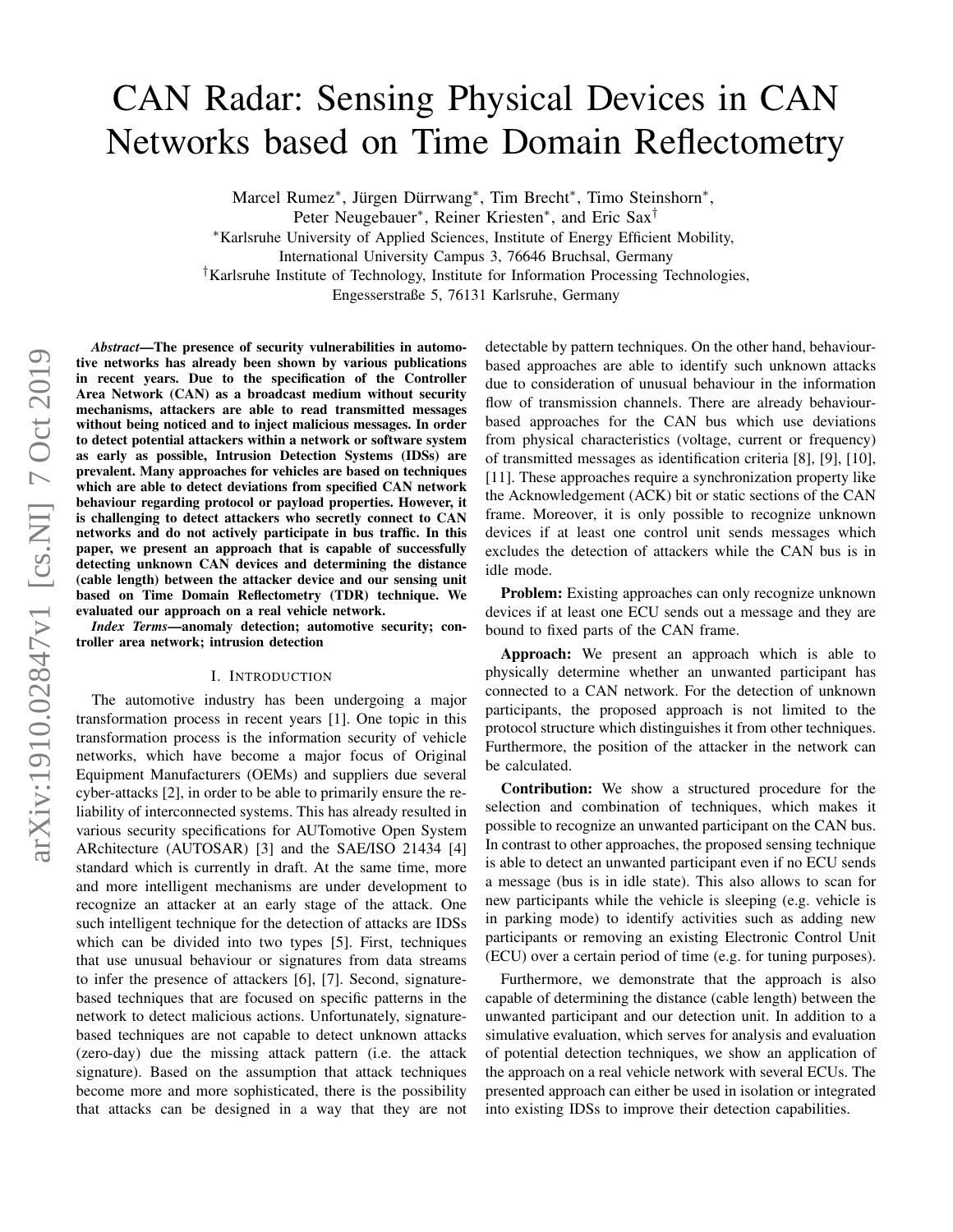# CAN Radar: Sensing Physical Devices in CAN Networks based on Time Domain Reflectometry

Marcel Rumez[*], Jürgen Dürrwang[*], Tim Brecht[*], Timo Steinshorn[*], Peter Neugebauer[*], Reiner Kriesten[*], and Eric Sax[†]

[*]Karlsruhe University of Applied Sciences, Institute of Energy Efficient Mobility, International University Campus 3, 76646 Bruchsal, Germany

[†]Karlsruhe Institute of Technology, Institute for Information Processing Technologies, Engesserstraße 5, 76131 Karlsruhe, Germany

***Abstract*—The presence of security vulnerabilities in automotive networks has already been shown by various publications in recent years. Due to the specification of the Controller Area Network (CAN) as a broadcast medium without security mechanisms, attackers are able to read transmitted messages without being noticed and to inject malicious messages. In order to detect potential attackers within a network or software system as early as possible, Intrusion Detection Systems (IDSs) are prevalent. Many approaches for vehicles are based on techniques which are able to detect deviations from specified CAN network behaviour regarding protocol or payload properties. However, it is challenging to detect attackers who secretly connect to CAN networks and do not actively participate in bus traffic. In this paper, we present an approach that is capable of successfully detecting unknown CAN devices and determining the distance (cable length) between the attacker device and our sensing unit based on Time Domain Reflectometry (TDR) technique. We evaluated our approach on a real vehicle network.**

***Index Terms*—anomaly detection; automotive security; controller area network; intrusion detection**

## I. Introduction

The automotive industry has been undergoing a major transformation process in recent years [1]. One topic in this transformation process is the information security of vehicle networks, which have become a major focus of Original Equipment Manufacturers (OEMs) and suppliers due several cyber-attacks [2], in order to be able to primarily ensure the reliability of interconnected systems. This has already resulted in various security specifications for AUTomotive Open System ARchitecture (AUTOSAR) [3] and the SAE/ISO 21434 [4] standard which is currently in draft. At the same time, more and more intelligent mechanisms are under development to recognize an attacker at an early stage of the attack. One such intelligent technique for the detection of attacks are IDSs which can be divided into two types [5]. First, techniques that use unusual behaviour or signatures from data streams to infer the presence of attackers [6], [7]. Second, signature-based techniques that are focused on specific patterns in the network to detect malicious actions. Unfortunately, signature-based techniques are not capable to detect unknown attacks (zero-day) due the missing attack pattern (i.e. the attack signature). Based on the assumption that attack techniques become more and more sophisticated, there is the possibility that attacks can be designed in a way that they are not detectable by pattern techniques. On the other hand, behaviour-based approaches are able to identify such unknown attacks due to consideration of unusual behaviour in the information flow of transmission channels. There are already behaviour-based approaches for the CAN bus which use deviations from physical characteristics (voltage, current or frequency) of transmitted messages as identification criteria [8], [9], [10], [11]. These approaches require a synchronization property like the Acknowledgement (ACK) bit or static sections of the CAN frame. Moreover, it is only possible to recognize unknown devices if at least one control unit sends messages which excludes the detection of attackers while the CAN bus is in idle mode.

**Problem:** Existing approaches can only recognize unknown devices if at least one ECU sends out a message and they are bound to fixed parts of the CAN frame.

**Approach:** We present an approach which is able to physically determine whether an unwanted participant has connected to a CAN network. For the detection of unknown participants, the proposed approach is not limited to the protocol structure which distinguishes it from other techniques. Furthermore, the position of the attacker in the network can be calculated.

**Contribution:** We show a structured procedure for the selection and combination of techniques, which makes it possible to recognize an unwanted participant on the CAN bus. In contrast to other approaches, the proposed sensing technique is able to detect an unwanted participant even if no ECU sends a message (bus is in idle state). This also allows to scan for new participants while the vehicle is sleeping (e.g. vehicle is in parking mode) to identify activities such as adding new participants or removing an existing Electronic Control Unit (ECU) over a certain period of time (e.g. for tuning purposes).

Furthermore, we demonstrate that the approach is also capable of determining the distance (cable length) between the unwanted participant and our detection unit. In addition to a simulative evaluation, which serves for analysis and evaluation of potential detection techniques, we show an application of the approach on a real vehicle network with several ECUs. The presented approach can either be used in isolation or integrated into existing IDSs to improve their detection capabilities.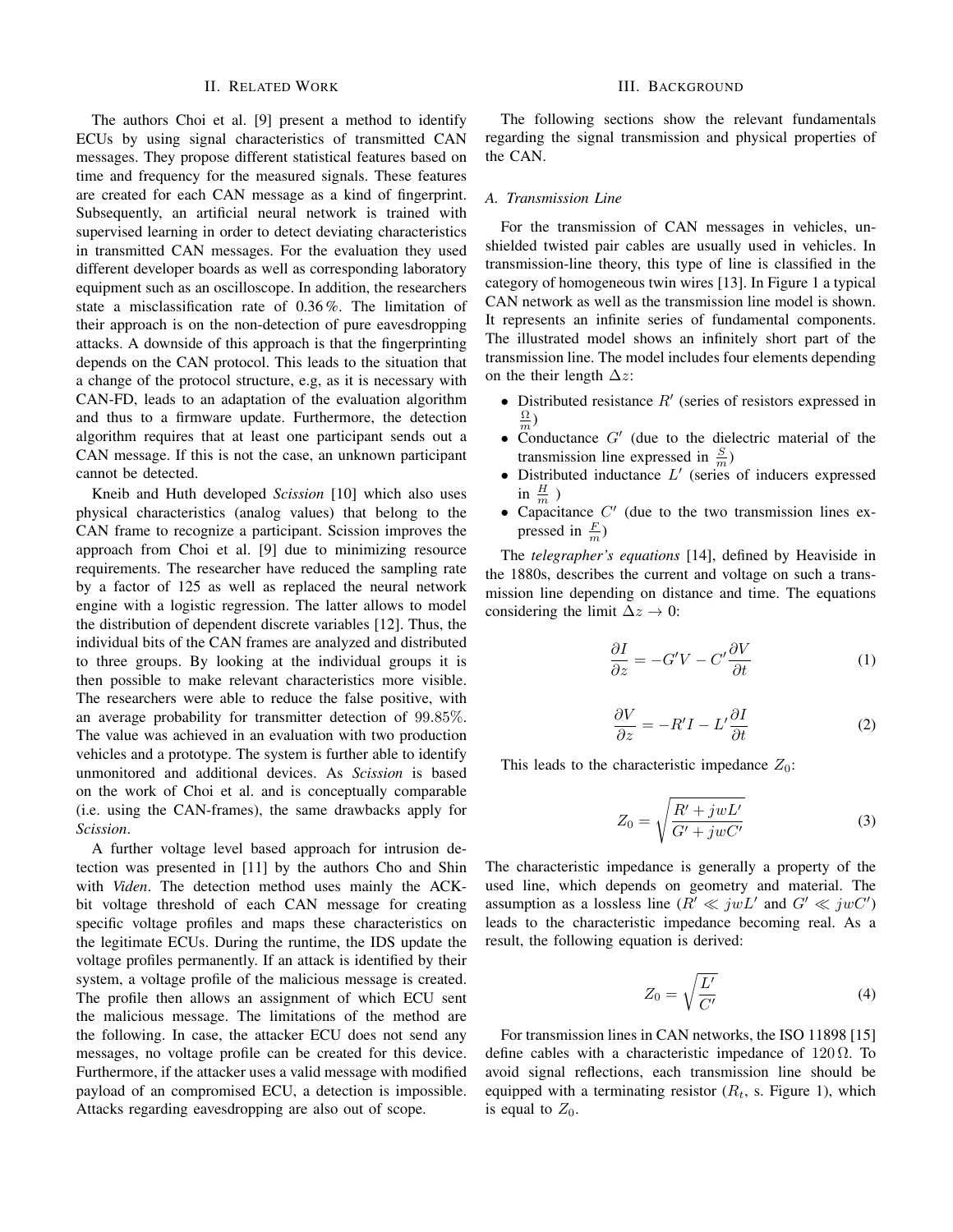## II. Related Work

The authors Choi et al. [9] present a method to identify ECUs by using signal characteristics of transmitted CAN messages. They propose different statistical features based on time and frequency for the measured signals. These features are created for each CAN message as a kind of fingerprint. Subsequently, an artificial neural network is trained with supervised learning in order to detect deviating characteristics in transmitted CAN messages. For the evaluation they used different developer boards as well as corresponding laboratory equipment such as an oscilloscope. In addition, the researchers state a misclassification rate of 0.36 %. The limitation of their approach is on the non-detection of pure eavesdropping attacks. A downside of this approach is that the fingerprinting depends on the CAN protocol. This leads to the situation that a change of the protocol structure, e.g, as it is necessary with CAN-FD, leads to an adaptation of the evaluation algorithm and thus to a firmware update. Furthermore, the detection algorithm requires that at least one participant sends out a CAN message. If this is not the case, an unknown participant cannot be detected.

Kneib and Huth developed *Scission* [10] which also uses physical characteristics (analog values) that belong to the CAN frame to recognize a participant. Scission improves the approach from Choi et al. [9] due to minimizing resource requirements. The researcher have reduced the sampling rate by a factor of 125 as well as replaced the neural network engine with a logistic regression. The latter allows to model the distribution of dependent discrete variables [12]. Thus, the individual bits of the CAN frames are analyzed and distributed to three groups. By looking at the individual groups it is then possible to make relevant characteristics more visible. The researchers were able to reduce the false positive, with an average probability for transmitter detection of 99.85%. The value was achieved in an evaluation with two production vehicles and a prototype. The system is further able to identify unmonitored and additional devices. As *Scission* is based on the work of Choi et al. and is conceptually comparable (i.e. using the CAN-frames), the same drawbacks apply for *Scission*.

A further voltage level based approach for intrusion detection was presented in [11] by the authors Cho and Shin with *Viden*. The detection method uses mainly the ACK-bit voltage threshold of each CAN message for creating specific voltage profiles and maps these characteristics on the legitimate ECUs. During the runtime, the IDS update the voltage profiles permanently. If an attack is identified by their system, a voltage profile of the malicious message is created. The profile then allows an assignment of which ECU sent the malicious message. The limitations of the method are the following. In case, the attacker ECU does not send any messages, no voltage profile can be created for this device. Furthermore, if the attacker uses a valid message with modified payload of an compromised ECU, a detection is impossible. Attacks regarding eavesdropping are also out of scope.

## III. Background

The following sections show the relevant fundamentals regarding the signal transmission and physical properties of the CAN.

### A. Transmission Line

For the transmission of CAN messages in vehicles, unshielded twisted pair cables are usually used in vehicles. In transmission-line theory, this type of line is classified in the category of homogeneous twin wires [13]. In Figure 1 a typical CAN network as well as the transmission line model is shown. It represents an infinite series of fundamental components. The illustrated model shows an infinitely short part of the transmission line. The model includes four elements depending on the their length $\Delta z$:

- Distributed resistance $R'$ (series of resistors expressed in $\frac{\Omega}{m}$)
- Conductance $G'$ (due to the dielectric material of the transmission line expressed in $\frac{S}{m}$)
- Distributed inductance $L'$ (series of inducers expressed in $\frac{H}{m}$ )
- Capacitance $C'$ (due to the two transmission lines expressed in $\frac{F}{m}$)

The *telegrapher's equations* [14], defined by Heaviside in the 1880s, describes the current and voltage on such a transmission line depending on distance and time. The equations considering the limit $\Delta z \rightarrow 0$:

$$\frac{\partial I}{\partial z} = -G'V - C'\frac{\partial V}{\partial t} \tag{1}$$

$$\frac{\partial V}{\partial z} = -R'I - L'\frac{\partial I}{\partial t} \tag{2}$$

This leads to the characteristic impedance $Z_0$:

$$Z_0 = \sqrt{\frac{R' + jwL'}{G' + jwC'}} \tag{3}$$

The characteristic impedance is generally a property of the used line, which depends on geometry and material. The assumption as a lossless line ($R' \ll jwL'$ and $G' \ll jwC'$) leads to the characteristic impedance becoming real. As a result, the following equation is derived:

$$Z_0 = \sqrt{\frac{L'}{C'}} \tag{4}$$

For transmission lines in CAN networks, the ISO 11898 [15] define cables with a characteristic impedance of $120\,\Omega$. To avoid signal reflections, each transmission line should be equipped with a terminating resistor ($R_t$, s. Figure 1), which is equal to $Z_0$.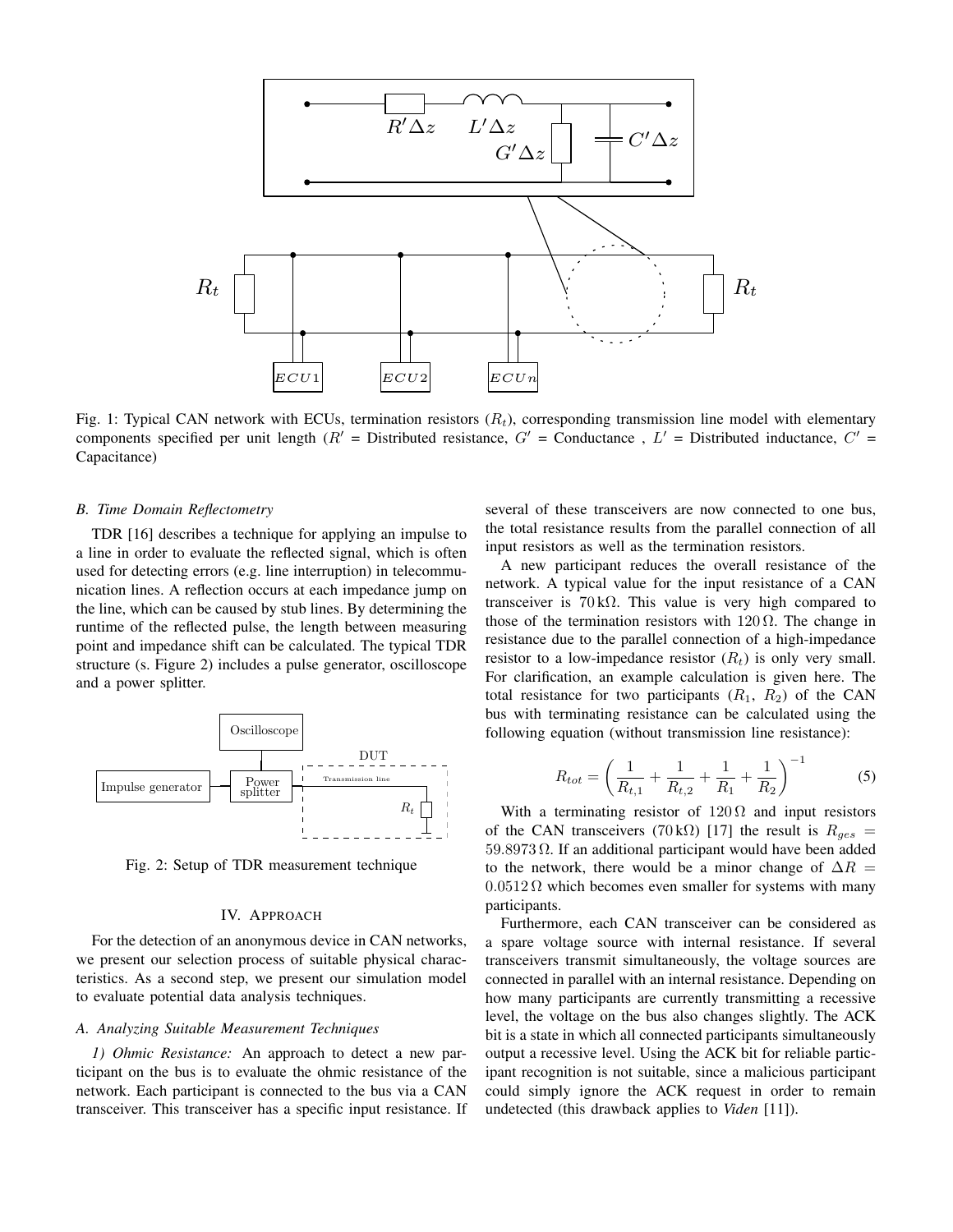Fig. 1: Typical CAN network with ECUs, termination resistors ($R_t$), corresponding transmission line model with elementary components specified per unit length ($R'$ = Distributed resistance, $G'$ = Conductance , $L'$ = Distributed inductance, $C'$ = Capacitance)

### B. Time Domain Reflectometry

TDR [16] describes a technique for applying an impulse to a line in order to evaluate the reflected signal, which is often used for detecting errors (e.g. line interruption) in telecommunication lines. A reflection occurs at each impedance jump on the line, which can be caused by stub lines. By determining the runtime of the reflected pulse, the length between measuring point and impedance shift can be calculated. The typical TDR structure (s. Figure 2) includes a pulse generator, oscilloscope and a power splitter.

Fig. 2: Setup of TDR measurement technique

## IV. Approach

For the detection of an anonymous device in CAN networks, we present our selection process of suitable physical characteristics. As a second step, we present our simulation model to evaluate potential data analysis techniques.

### A. Analyzing Suitable Measurement Techniques

*1) Ohmic Resistance:* An approach to detect a new participant on the bus is to evaluate the ohmic resistance of the network. Each participant is connected to the bus via a CAN transceiver. This transceiver has a specific input resistance. If several of these transceivers are now connected to one bus, the total resistance results from the parallel connection of all input resistors as well as the termination resistors.

A new participant reduces the overall resistance of the network. A typical value for the input resistance of a CAN transceiver is $70\,\mathrm{k}\Omega$. This value is very high compared to those of the termination resistors with $120\,\Omega$. The change in resistance due to the parallel connection of a high-impedance resistor to a low-impedance resistor ($R_t$) is only very small. For clarification, an example calculation is given here. The total resistance for two participants ($R_1$, $R_2$) of the CAN bus with terminating resistance can be calculated using the following equation (without transmission line resistance):

$$R_{tot} = \left( \frac{1}{R_{t,1}} + \frac{1}{R_{t,2}} + \frac{1}{R_1} + \frac{1}{R_2} \right)^{-1} \tag{5}$$

With a terminating resistor of $120\,\Omega$ and input resistors of the CAN transceivers ($70\,\mathrm{k}\Omega$) [17] the result is $R_{ges} = 59.8973\,\Omega$. If an additional participant would have been added to the network, there would be a minor change of $\Delta R = 0.0512\,\Omega$ which becomes even smaller for systems with many participants.

Furthermore, each CAN transceiver can be considered as a spare voltage source with internal resistance. If several transceivers transmit simultaneously, the voltage sources are connected in parallel with an internal resistance. Depending on how many participants are currently transmitting a recessive level, the voltage on the bus also changes slightly. The ACK bit is a state in which all connected participants simultaneously output a recessive level. Using the ACK bit for reliable participant recognition is not suitable, since a malicious participant could simply ignore the ACK request in order to remain undetected (this drawback applies to *Viden* [11]).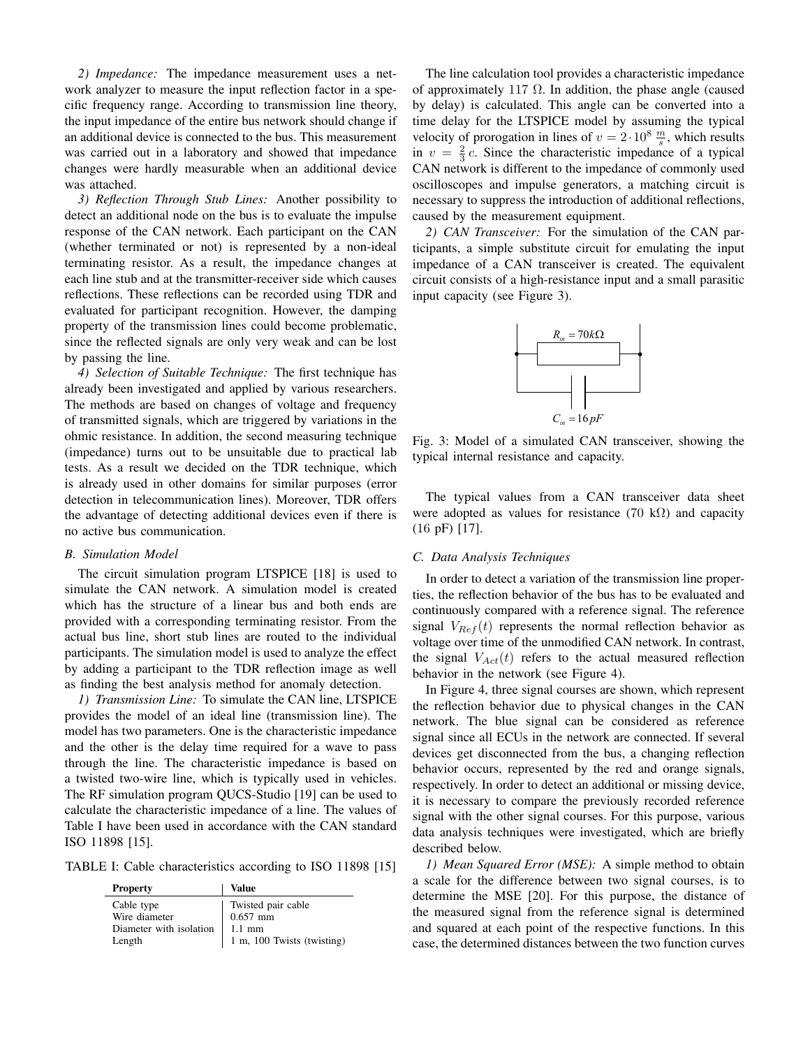*2) Impedance:* The impedance measurement uses a network analyzer to measure the input reflection factor in a specific frequency range. According to transmission line theory, the input impedance of the entire bus network should change if an additional device is connected to the bus. This measurement was carried out in a laboratory and showed that impedance changes were hardly measurable when an additional device was attached.

*3) Reflection Through Stub Lines:* Another possibility to detect an additional node on the bus is to evaluate the impulse response of the CAN network. Each participant on the CAN (whether terminated or not) is represented by a non-ideal terminating resistor. As a result, the impedance changes at each line stub and at the transmitter-receiver side which causes reflections. These reflections can be recorded using TDR and evaluated for participant recognition. However, the damping property of the transmission lines could become problematic, since the reflected signals are only very weak and can be lost by passing the line.

*4) Selection of Suitable Technique:* The first technique has already been investigated and applied by various researchers. The methods are based on changes of voltage and frequency of transmitted signals, which are triggered by variations in the ohmic resistance. In addition, the second measuring technique (impedance) turns out to be unsuitable due to practical lab tests. As a result we decided on the TDR technique, which is already used in other domains for similar purposes (error detection in telecommunication lines). Moreover, TDR offers the advantage of detecting additional devices even if there is no active bus communication.

### B. Simulation Model

The circuit simulation program LTSPICE [18] is used to simulate the CAN network. A simulation model is created which has the structure of a linear bus and both ends are provided with a corresponding terminating resistor. From the actual bus line, short stub lines are routed to the individual participants. The simulation model is used to analyze the effect by adding a participant to the TDR reflection image as well as finding the best analysis method for anomaly detection.

*1) Transmission Line:* To simulate the CAN line, LTSPICE provides the model of an ideal line (transmission line). The model has two parameters. One is the characteristic impedance and the other is the delay time required for a wave to pass through the line. The characteristic impedance is based on a twisted two-wire line, which is typically used in vehicles. The RF simulation program QUCS-Studio [19] can be used to calculate the characteristic impedance of a line. The values of Table I have been used in accordance with the CAN standard ISO 11898 [15].

TABLE I: Cable characteristics according to ISO 11898 [15]

| Property | Value |
| --- | --- |
| Cable type | Twisted pair cable |
| Wire diameter | 0.657 mm |
| Diameter with isolation | 1.1 mm |
| Length | 1 m, 100 Twists (twisting) |

The line calculation tool provides a characteristic impedance of approximately 117 Ω. In addition, the phase angle (caused by delay) is calculated. This angle can be converted into a time delay for the LTSPICE model by assuming the typical velocity of prorogation in lines of $v = 2 \cdot 10^8 \frac{m}{s}$, which results in $v = \frac{2}{3}c$. Since the characteristic impedance of a typical CAN network is different to the impedance of commonly used oscilloscopes and impulse generators, a matching circuit is necessary to suppress the introduction of additional reflections, caused by the measurement equipment.

*2) CAN Transceiver:* For the simulation of the CAN participants, a simple substitute circuit for emulating the input impedance of a CAN transceiver is created. The equivalent circuit consists of a high-resistance input and a small parasitic input capacity (see Figure 3).

$R_{in} = 70k\Omega$

$C_{in} = 16pF$

Fig. 3: Model of a simulated CAN transceiver, showing the typical internal resistance and capacity.

The typical values from a CAN transceiver data sheet were adopted as values for resistance (70 kΩ) and capacity (16 pF) [17].

### C. Data Analysis Techniques

In order to detect a variation of the transmission line properties, the reflection behavior of the bus has to be evaluated and continuously compared with a reference signal. The reference signal $V_{Ref}(t)$ represents the normal reflection behavior as voltage over time of the unmodified CAN network. In contrast, the signal $V_{Act}(t)$ refers to the actual measured reflection behavior in the network (see Figure 4).

In Figure 4, three signal courses are shown, which represent the reflection behavior due to physical changes in the CAN network. The blue signal can be considered as reference signal since all ECUs in the network are connected. If several devices get disconnected from the bus, a changing reflection behavior occurs, represented by the red and orange signals, respectively. In order to detect an additional or missing device, it is necessary to compare the previously recorded reference signal with the other signal courses. For this purpose, various data analysis techniques were investigated, which are briefly described below.

*1) Mean Squared Error (MSE):* A simple method to obtain a scale for the difference between two signal courses, is to determine the MSE [20]. For this purpose, the distance of the measured signal from the reference signal is determined and squared at each point of the respective functions. In this case, the determined distances between the two function curves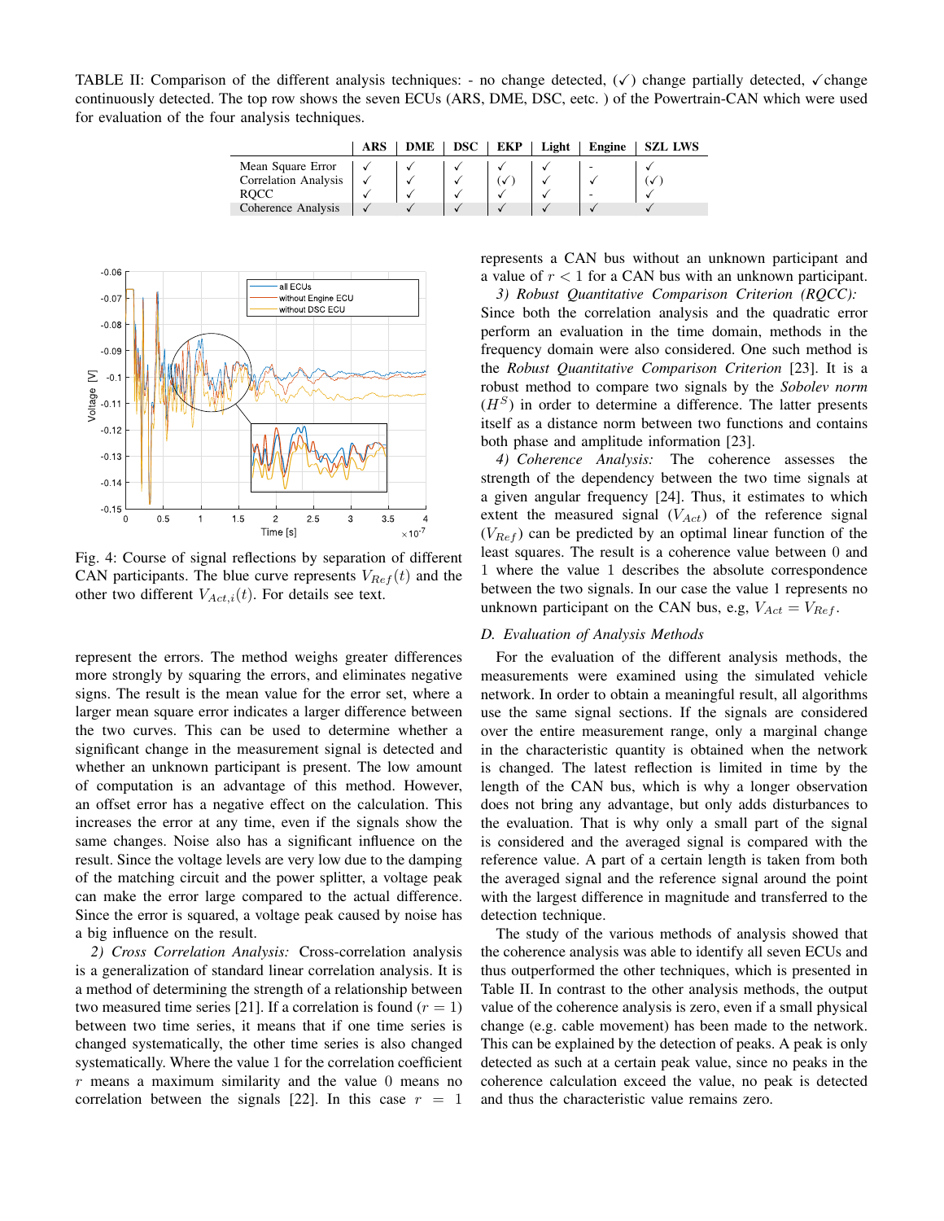TABLE II: Comparison of the different analysis techniques: - no change detected, (✓) change partially detected, ✓change continuously detected. The top row shows the seven ECUs (ARS, DME, DSC, eetc. ) of the Powertrain-CAN which were used for evaluation of the four analysis techniques.

| | ARS | DME | DSC | EKP | Light | Engine | SZL LWS |
|---|---|---|---|---|---|---|---|
| Mean Square Error | ✓ | ✓ | ✓ | ✓ | ✓ | - | ✓ |
| Correlation Analysis | ✓ | ✓ | ✓ | (✓) | ✓ | ✓ | (✓) |
| RQCC | ✓ | ✓ | ✓ | ✓ | ✓ | - | ✓ |
| Coherence Analysis | ✓ | ✓ | ✓ | ✓ | ✓ | ✓ | ✓ |

Fig. 4: Course of signal reflections by separation of different CAN participants. The blue curve represents $V_{Ref}(t)$ and the other two different $V_{Act,i}(t)$. For details see text.

represent the errors. The method weighs greater differences more strongly by squaring the errors, and eliminates negative signs. The result is the mean value for the error set, where a larger mean square error indicates a larger difference between the two curves. This can be used to determine whether a significant change in the measurement signal is detected and whether an unknown participant is present. The low amount of computation is an advantage of this method. However, an offset error has a negative effect on the calculation. This increases the error at any time, even if the signals show the same changes. Noise also has a significant influence on the result. Since the voltage levels are very low due to the damping of the matching circuit and the power splitter, a voltage peak can make the error large compared to the actual difference. Since the error is squared, a voltage peak caused by noise has a big influence on the result.

*2) Cross Correlation Analysis:* Cross-correlation analysis is a generalization of standard linear correlation analysis. It is a method of determining the strength of a relationship between two measured time series [21]. If a correlation is found ($r = 1$) between two time series, it means that if one time series is changed systematically, the other time series is also changed systematically. Where the value 1 for the correlation coefficient $r$ means a maximum similarity and the value 0 means no correlation between the signals [22]. In this case $r = 1$ represents a CAN bus without an unknown participant and a value of $r < 1$ for a CAN bus with an unknown participant.

*3) Robust Quantitative Comparison Criterion (RQCC):* Since both the correlation analysis and the quadratic error perform an evaluation in the time domain, methods in the frequency domain were also considered. One such method is the *Robust Quantitative Comparison Criterion* [23]. It is a robust method to compare two signals by the *Sobolev norm* ($H^S$) in order to determine a difference. The latter presents itself as a distance norm between two functions and contains both phase and amplitude information [23].

*4) Coherence Analysis:* The coherence assesses the strength of the dependency between the two time signals at a given angular frequency [24]. Thus, it estimates to which extent the measured signal ($V_{Act}$) of the reference signal ($V_{Ref}$) can be predicted by an optimal linear function of the least squares. The result is a coherence value between 0 and 1 where the value 1 describes the absolute correspondence between the two signals. In our case the value 1 represents no unknown participant on the CAN bus, e.g, $V_{Act} = V_{Ref}$.

### *D. Evaluation of Analysis Methods*

For the evaluation of the different analysis methods, the measurements were examined using the simulated vehicle network. In order to obtain a meaningful result, all algorithms use the same signal sections. If the signals are considered over the entire measurement range, only a marginal change in the characteristic quantity is obtained when the network is changed. The latest reflection is limited in time by the length of the CAN bus, which is why a longer observation does not bring any advantage, but only adds disturbances to the evaluation. That is why only a small part of the signal is considered and the averaged signal is compared with the reference value. A part of a certain length is taken from both the averaged signal and the reference signal around the point with the largest difference in magnitude and transferred to the detection technique.

The study of the various methods of analysis showed that the coherence analysis was able to identify all seven ECUs and thus outperformed the other techniques, which is presented in Table II. In contrast to the other analysis methods, the output value of the coherence analysis is zero, even if a small physical change (e.g. cable movement) has been made to the network. This can be explained by the detection of peaks. A peak is only detected as such at a certain peak value, since no peaks in the coherence calculation exceed the value, no peak is detected and thus the characteristic value remains zero.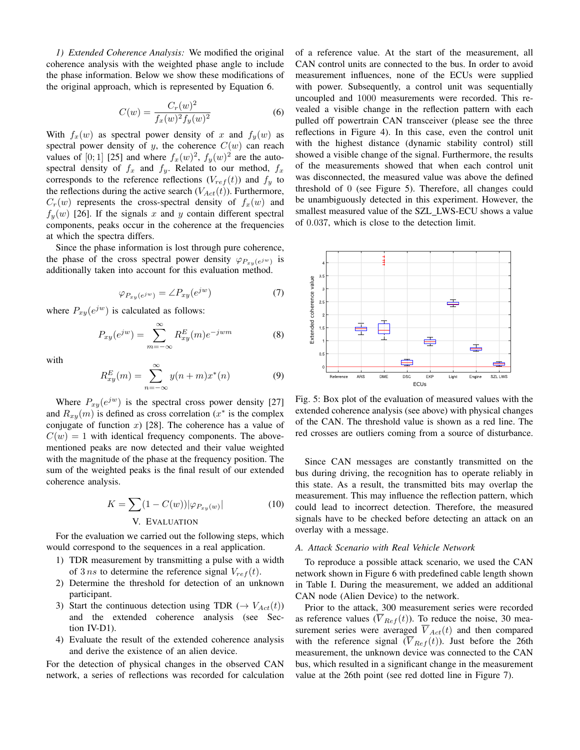*1) Extended Coherence Analysis:* We modified the original coherence analysis with the weighted phase angle to include the phase information. Below we show these modifications of the original approach, which is represented by Equation 6.

$$C(w) = \frac{C_r(w)^2}{f_x(w)^2 f_y(w)^2} \tag{6}$$

With $f_x(w)$ as spectral power density of $x$ and $f_y(w)$ as spectral power density of $y$, the coherence $C(w)$ can reach values of $[0;1]$ [25] and where $f_x(w)^2$, $f_y(w)^2$ are the auto-spectral density of $f_x$ and $f_y$. Related to our method, $f_x$ corresponds to the reference reflections ($V_{ref}(t)$) and $f_y$ to the reflections during the active search ($V_{Act}(t)$). Furthermore, $C_r(w)$ represents the cross-spectral density of $f_x(w)$ and $f_y(w)$ [26]. If the signals $x$ and $y$ contain different spectral components, peaks occur in the coherence at the frequencies at which the spectra differs.

Since the phase information is lost through pure coherence, the phase of the cross spectral power density $\varphi_{P_{xy}(e^{jw})}$ is additionally taken into account for this evaluation method.

$$\varphi_{P_{xy}(e^{jw})} = \angle P_{xy}(e^{jw}) \tag{7}$$

where $P_{xy}(e^{jw})$ is calculated as follows:

$$P_{xy}(e^{jw}) = \sum_{m=-\infty}^{\infty} R^E_{xy}(m) e^{-jwm} \tag{8}$$

with

$$R^E_{xy}(m) = \sum_{n=-\infty}^{\infty} y(n+m) x^*(n) \tag{9}$$

Where $P_{xy}(e^{jw})$ is the spectral cross power density [27] and $R_{xy}(m)$ is defined as cross correlation ($x^*$ is the complex conjugate of function $x$) [28]. The coherence has a value of $C(w) = 1$ with identical frequency components. The above-mentioned peaks are now detected and their value weighted with the magnitude of the phase at the frequency position. The sum of the weighted peaks is the final result of our extended coherence analysis.

$$K = \sum (1 - C(w)) |\varphi_{P_{xy}(w)}| \tag{10}$$

## V. Evaluation

For the evaluation we carried out the following steps, which would correspond to the sequences in a real application.

1) TDR measurement by transmitting a pulse with a width of $3\,ns$ to determine the reference signal $V_{ref}(t)$.
2) Determine the threshold for detection of an unknown participant.
3) Start the continuous detection using TDR ($\rightarrow V_{Act}(t)$) and the extended coherence analysis (see Section IV-D1).
4) Evaluate the result of the extended coherence analysis and derive the existence of an alien device.

For the detection of physical changes in the observed CAN network, a series of reflections was recorded for calculation of a reference value. At the start of the measurement, all CAN control units are connected to the bus. In order to avoid measurement influences, none of the ECUs were supplied with power. Subsequently, a control unit was sequentially uncoupled and 1000 measurements were recorded. This revealed a visible change in the reflection pattern with each pulled off powertrain CAN transceiver (please see the three reflections in Figure 4). In this case, even the control unit with the highest distance (dynamic stability control) still showed a visible change of the signal. Furthermore, the results of the measurements showed that when each control unit was disconnected, the measured value was above the defined threshold of 0 (see Figure 5). Therefore, all changes could be unambiguously detected in this experiment. However, the smallest measured value of the SZL_LWS-ECU shows a value of 0.037, which is close to the detection limit.

Fig. 5: Box plot of the evaluation of measured values with the extended coherence analysis (see above) with physical changes of the CAN. The threshold value is shown as a red line. The red crosses are outliers coming from a source of disturbance.

Since CAN messages are constantly transmitted on the bus during driving, the recognition has to operate reliably in this state. As a result, the transmitted bits may overlap the measurement. This may influence the reflection pattern, which could lead to incorrect detection. Therefore, the measured signals have to be checked before detecting an attack on an overlay with a message.

### A. Attack Scenario with Real Vehicle Network

To reproduce a possible attack scenario, we used the CAN network shown in Figure 6 with predefined cable length shown in Table I. During the measurement, we added an additional CAN node (Alien Device) to the network.

Prior to the attack, 300 measurement series were recorded as reference values ($\overline{V}_{Ref}(t)$). To reduce the noise, 30 measurement series were averaged $\overline{V}_{Act}(t)$ and then compared with the reference signal ($\overline{V}_{Ref}(t)$). Just before the 26th measurement, the unknown device was connected to the CAN bus, which resulted in a significant change in the measurement value at the 26th point (see red dotted line in Figure 7).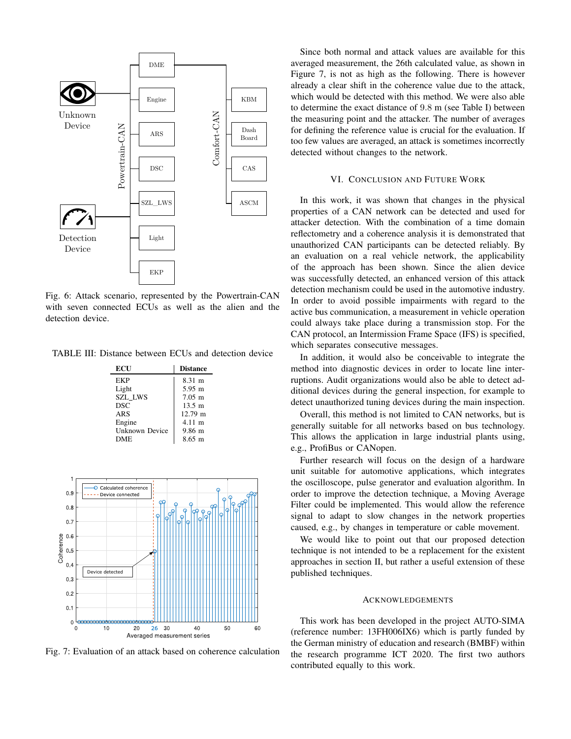Fig. 6: Attack scenario, represented by the Powertrain-CAN with seven connected ECUs as well as the alien and the detection device.

TABLE III: Distance between ECUs and detection device

| ECU | Distance |
|---|---|
| EKP | 8.31 m |
| Light | 5.95 m |
| SZL_LWS | 7.05 m |
| DSC | 13.5 m |
| ARS | 12.79 m |
| Engine | 4.11 m |
| Unknown Device | 9.86 m |
| DME | 8.65 m |

Fig. 7: Evaluation of an attack based on coherence calculation

Since both normal and attack values are available for this averaged measurement, the 26th calculated value, as shown in Figure 7, is not as high as the following. There is however already a clear shift in the coherence value due to the attack, which would be detected with this method. We were also able to determine the exact distance of $9.8$ m (see Table I) between the measuring point and the attacker. The number of averages for defining the reference value is crucial for the evaluation. If too few values are averaged, an attack is sometimes incorrectly detected without changes to the network.

## VI. Conclusion and Future Work

In this work, it was shown that changes in the physical properties of a CAN network can be detected and used for attacker detection. With the combination of a time domain reflectometry and a coherence analysis it is demonstrated that unauthorized CAN participants can be detected reliably. By an evaluation on a real vehicle network, the applicability of the approach has been shown. Since the alien device was successfully detected, an enhanced version of this attack detection mechanism could be used in the automotive industry. In order to avoid possible impairments with regard to the active bus communication, a measurement in vehicle operation could always take place during a transmission stop. For the CAN protocol, an Intermission Frame Space (IFS) is specified, which separates consecutive messages.

In addition, it would also be conceivable to integrate the method into diagnostic devices in order to locate line interruptions. Audit organizations would also be able to detect additional devices during the general inspection, for example to detect unauthorized tuning devices during the main inspection.

Overall, this method is not limited to CAN networks, but is generally suitable for all networks based on bus technology. This allows the application in large industrial plants using, e.g., ProfiBus or CANopen.

Further research will focus on the design of a hardware unit suitable for automotive applications, which integrates the oscilloscope, pulse generator and evaluation algorithm. In order to improve the detection technique, a Moving Average Filter could be implemented. This would allow the reference signal to adapt to slow changes in the network properties caused, e.g., by changes in temperature or cable movement.

We would like to point out that our proposed detection technique is not intended to be a replacement for the existent approaches in section II, but rather a useful extension of these published techniques.

## Acknowledgements

This work has been developed in the project AUTO-SIMA (reference number: 13FH006IX6) which is partly funded by the German ministry of education and research (BMBF) within the research programme ICT 2020. The first two authors contributed equally to this work.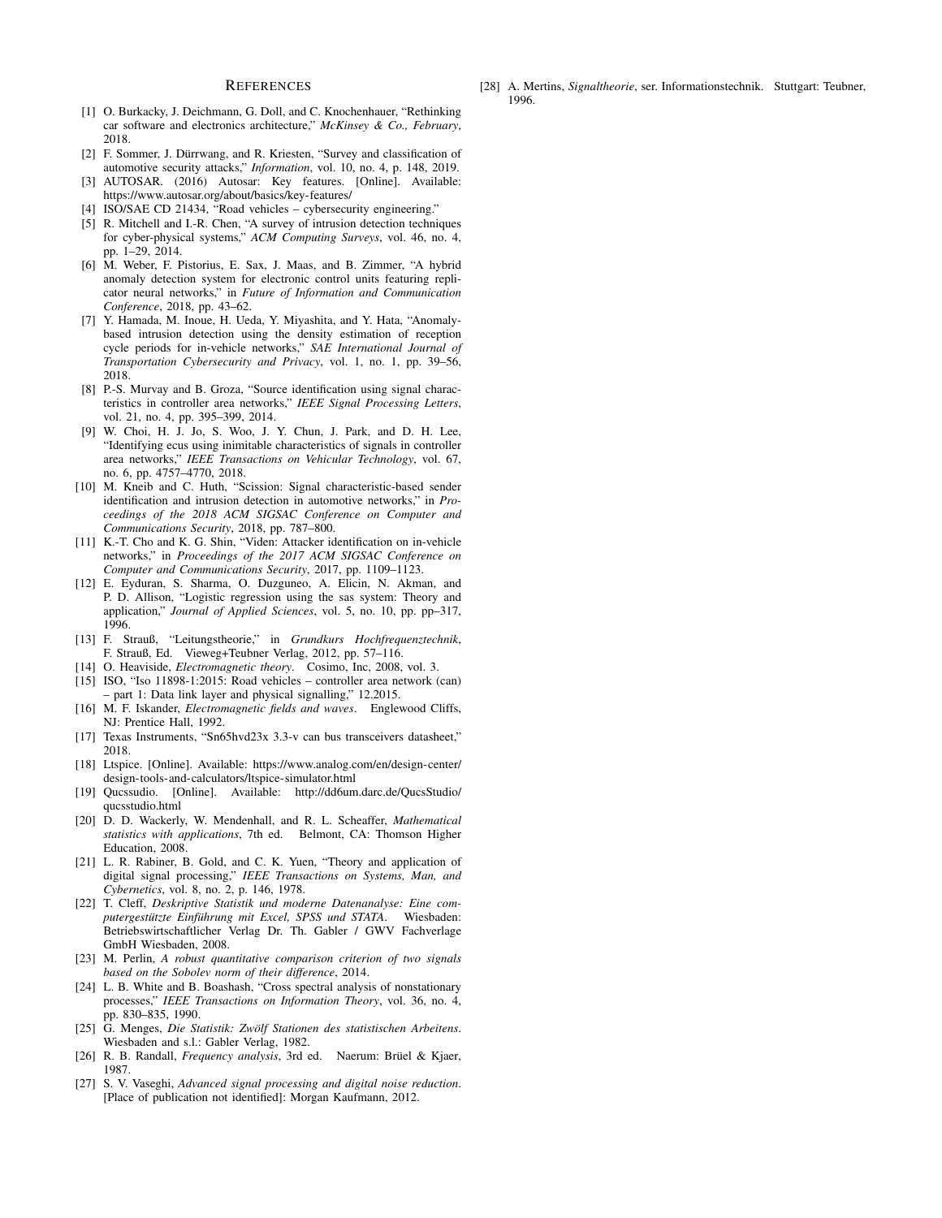## REFERENCES

[1] O. Burkacky, J. Deichmann, G. Doll, and C. Knochenhauer, "Rethinking car software and electronics architecture," *McKinsey & Co., February*, 2018.

[2] F. Sommer, J. Dürrwang, and R. Kriesten, "Survey and classification of automotive security attacks," *Information*, vol. 10, no. 4, p. 148, 2019.

[3] AUTOSAR. (2016) Autosar: Key features. [Online]. Available: https://www.autosar.org/about/basics/key-features/

[4] ISO/SAE CD 21434, "Road vehicles – cybersecurity engineering."

[5] R. Mitchell and I.-R. Chen, "A survey of intrusion detection techniques for cyber-physical systems," *ACM Computing Surveys*, vol. 46, no. 4, pp. 1–29, 2014.

[6] M. Weber, F. Pistorius, E. Sax, J. Maas, and B. Zimmer, "A hybrid anomaly detection system for electronic control units featuring replicator neural networks," in *Future of Information and Communication Conference*, 2018, pp. 43–62.

[7] Y. Hamada, M. Inoue, H. Ueda, Y. Miyashita, and Y. Hata, "Anomaly-based intrusion detection using the density estimation of reception cycle periods for in-vehicle networks," *SAE International Journal of Transportation Cybersecurity and Privacy*, vol. 1, no. 1, pp. 39–56, 2018.

[8] P.-S. Murvay and B. Groza, "Source identification using signal characteristics in controller area networks," *IEEE Signal Processing Letters*, vol. 21, no. 4, pp. 395–399, 2014.

[9] W. Choi, H. J. Jo, S. Woo, J. Y. Chun, J. Park, and D. H. Lee, "Identifying ecus using inimitable characteristics of signals in controller area networks," *IEEE Transactions on Vehicular Technology*, vol. 67, no. 6, pp. 4757–4770, 2018.

[10] M. Kneib and C. Huth, "Scission: Signal characteristic-based sender identification and intrusion detection in automotive networks," in *Proceedings of the 2018 ACM SIGSAC Conference on Computer and Communications Security*, 2018, pp. 787–800.

[11] K.-T. Cho and K. G. Shin, "Viden: Attacker identification on in-vehicle networks," in *Proceedings of the 2017 ACM SIGSAC Conference on Computer and Communications Security*, 2017, pp. 1109–1123.

[12] E. Eyduran, S. Sharma, O. Duzguneo, A. Elicin, N. Akman, and P. D. Allison, "Logistic regression using the sas system: Theory and application," *Journal of Applied Sciences*, vol. 5, no. 10, pp. pp–317, 1996.

[13] F. Strauß, "Leitungstheorie," in *Grundkurs Hochfrequenztechnik*, F. Strauß, Ed. Vieweg+Teubner Verlag, 2012, pp. 57–116.

[14] O. Heaviside, *Electromagnetic theory*. Cosimo, Inc, 2008, vol. 3.

[15] ISO, "Iso 11898-1:2015: Road vehicles – controller area network (can) – part 1: Data link layer and physical signalling," 12.2015.

[16] M. F. Iskander, *Electromagnetic fields and waves*. Englewood Cliffs, NJ: Prentice Hall, 1992.

[17] Texas Instruments, "Sn65hvd23x 3.3-v can bus transceivers datasheet," 2018.

[18] Ltspice. [Online]. Available: https://www.analog.com/en/design-center/design-tools-and-calculators/ltspice-simulator.html

[19] Qucssudio. [Online]. Available: http://dd6um.darc.de/QucsStudio/qucsstudio.html

[20] D. D. Wackerly, W. Mendenhall, and R. L. Scheaffer, *Mathematical statistics with applications*, 7th ed. Belmont, CA: Thomson Higher Education, 2008.

[21] L. R. Rabiner, B. Gold, and C. K. Yuen, "Theory and application of digital signal processing," *IEEE Transactions on Systems, Man, and Cybernetics*, vol. 8, no. 2, p. 146, 1978.

[22] T. Cleff, *Deskriptive Statistik und moderne Datenanalyse: Eine computergestützte Einführung mit Excel, SPSS und STATA*. Wiesbaden: Betriebswirtschaftlicher Verlag Dr. Th. Gabler / GWV Fachverlage GmbH Wiesbaden, 2008.

[23] M. Perlin, *A robust quantitative comparison criterion of two signals based on the Sobolev norm of their difference*, 2014.

[24] L. B. White and B. Boashash, "Cross spectral analysis of nonstationary processes," *IEEE Transactions on Information Theory*, vol. 36, no. 4, pp. 830–835, 1990.

[25] G. Menges, *Die Statistik: Zwölf Stationen des statistischen Arbeitens*. Wiesbaden and s.l.: Gabler Verlag, 1982.

[26] R. B. Randall, *Frequency analysis*, 3rd ed. Naerum: Brüel & Kjaer, 1987.

[27] S. V. Vaseghi, *Advanced signal processing and digital noise reduction*. [Place of publication not identified]: Morgan Kaufmann, 2012.

[28] A. Mertins, *Signaltheorie*, ser. Informationstechnik. Stuttgart: Teubner, 1996.